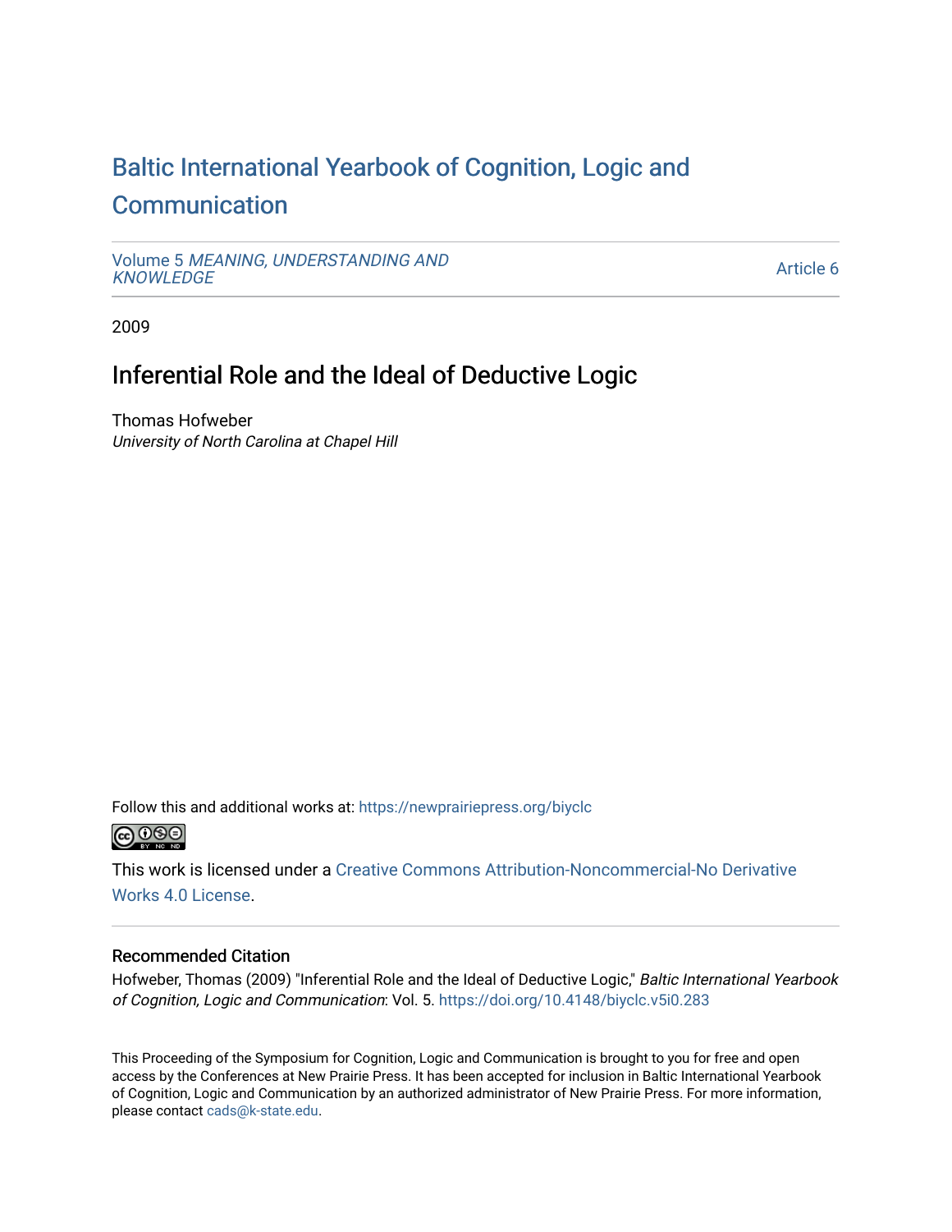# Baltic International Yearbook of Cognition, Logic and Communication

Volume 5 *MEANING, UNDERSTANDING AND KNOWLEDGE*

Article 6

2009

## Inferential Role and the Ideal of Deductive Logic

Thomas Hofweber
*University of North Carolina at Chapel Hill*

Follow this and additional works at: https://newprairiepress.org/biyclc

This work is licensed under a Creative Commons Attribution-Noncommercial-No Derivative Works 4.0 License.

### Recommended Citation

Hofweber, Thomas (2009) "Inferential Role and the Ideal of Deductive Logic," *Baltic International Yearbook of Cognition, Logic and Communication*: Vol. 5. https://doi.org/10.4148/biyclc.v5i0.283

This Proceeding of the Symposium for Cognition, Logic and Communication is brought to you for free and open access by the Conferences at New Prairie Press. It has been accepted for inclusion in Baltic International Yearbook of Cognition, Logic and Communication by an authorized administrator of New Prairie Press. For more information, please contact cads@k-state.edu.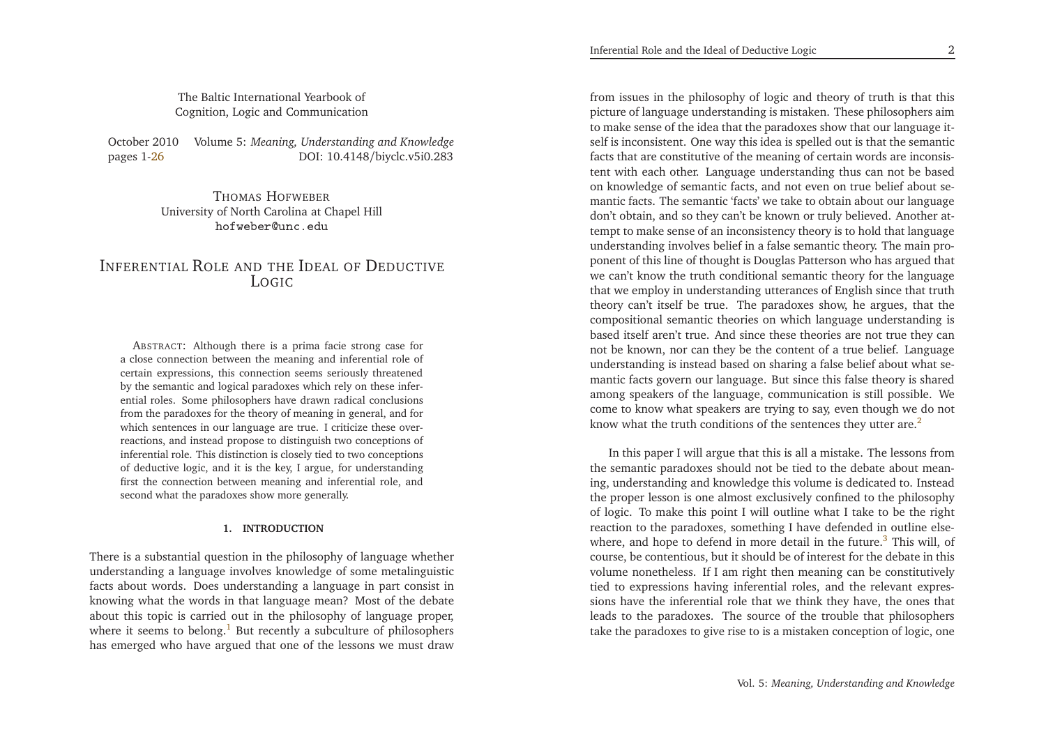The Baltic International Yearbook of Cognition, Logic and Communication

October 2010 Volume 5: *Meaning, Understanding and Knowledge*
pages 1-26 DOI: 10.4148/biyclc.v5i0.283

THOMAS HOFWEBER
University of North Carolina at Chapel Hill
hofweber@unc.edu

# INFERENTIAL ROLE AND THE IDEAL OF DEDUCTIVE LOGIC

ABSTRACT: Although there is a prima facie strong case for a close connection between the meaning and inferential role of certain expressions, this connection seems seriously threatened by the semantic and logical paradoxes which rely on these inferential roles. Some philosophers have drawn radical conclusions from the paradoxes for the theory of meaning in general, and for which sentences in our language are true. I criticize these overreactions, and instead propose to distinguish two conceptions of inferential role. This distinction is closely tied to two conceptions of deductive logic, and it is the key, I argue, for understanding first the connection between meaning and inferential role, and second what the paradoxes show more generally.

## 1. INTRODUCTION

There is a substantial question in the philosophy of language whether understanding a language involves knowledge of some metalinguistic facts about words. Does understanding a language in part consist in knowing what the words in that language mean? Most of the debate about this topic is carried out in the philosophy of language proper, where it seems to belong.[1] But recently a subculture of philosophers has emerged who have argued that one of the lessons we must draw from issues in the philosophy of logic and theory of truth is that this picture of language understanding is mistaken. These philosophers aim to make sense of the idea that the paradoxes show that our language itself is inconsistent. One way this idea is spelled out is that the semantic facts that are constitutive of the meaning of certain words are inconsistent with each other. Language understanding thus can not be based on knowledge of semantic facts, and not even on true belief about semantic facts. The semantic 'facts' we take to obtain about our language don't obtain, and so they can't be known or truly believed. Another attempt to make sense of an inconsistency theory is to hold that language understanding involves belief in a false semantic theory. The main proponent of this line of thought is Douglas Patterson who has argued that we can't know the truth conditional semantic theory for the language that we employ in understanding utterances of English since that truth theory can't itself be true. The paradoxes show, he argues, that the compositional semantic theories on which language understanding is based itself aren't true. And since these theories are not true they can not be known, nor can they be the content of a true belief. Language understanding is instead based on sharing a false belief about what semantic facts govern our language. But since this false theory is shared among speakers of the language, communication is still possible. We come to know what speakers are trying to say, even though we do not know what the truth conditions of the sentences they utter are.[2]

In this paper I will argue that this is all a mistake. The lessons from the semantic paradoxes should not be tied to the debate about meaning, understanding and knowledge this volume is dedicated to. Instead the proper lesson is one almost exclusively confined to the philosophy of logic. To make this point I will outline what I take to be the right reaction to the paradoxes, something I have defended in outline elsewhere, and hope to defend in more detail in the future.[3] This will, of course, be contentious, but it should be of interest for the debate in this volume nonetheless. If I am right then meaning can be constitutively tied to expressions having inferential roles, and the relevant expressions have the inferential role that we think they have, the ones that leads to the paradoxes. The source of the trouble that philosophers take the paradoxes to give rise to is a mistaken conception of logic, one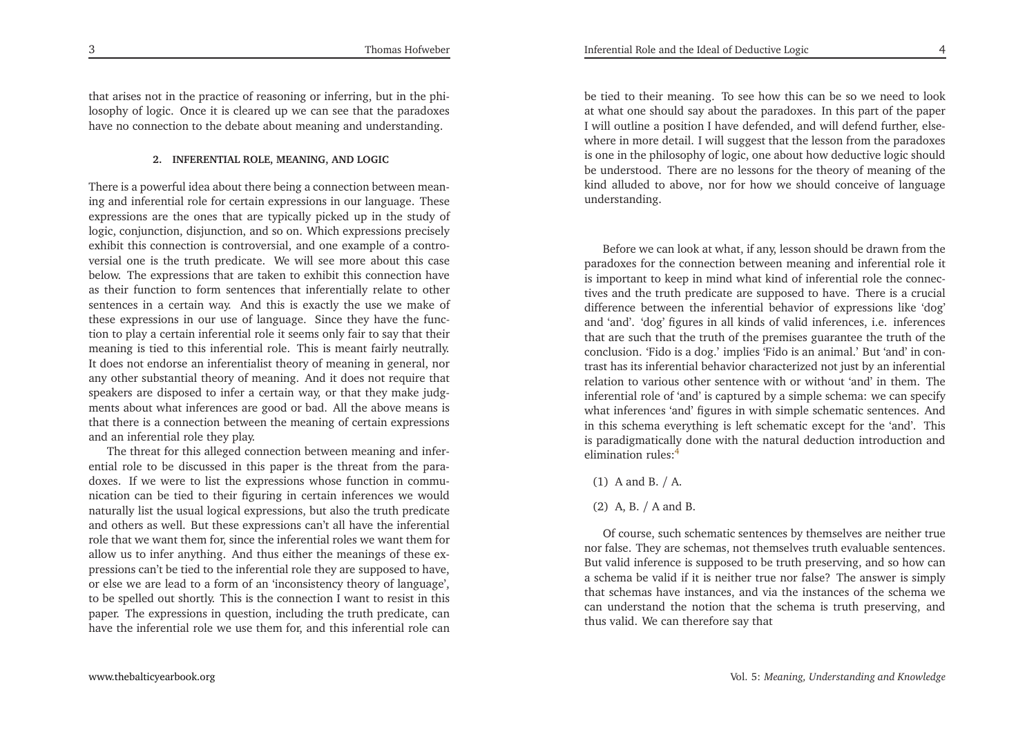that arises not in the practice of reasoning or inferring, but in the philosophy of logic. Once it is cleared up we can see that the paradoxes have no connection to the debate about meaning and understanding.

## 2. INFERENTIAL ROLE, MEANING, AND LOGIC

There is a powerful idea about there being a connection between meaning and inferential role for certain expressions in our language. These expressions are the ones that are typically picked up in the study of logic, conjunction, disjunction, and so on. Which expressions precisely exhibit this connection is controversial, and one example of a controversial one is the truth predicate. We will see more about this case below. The expressions that are taken to exhibit this connection have as their function to form sentences that inferentially relate to other sentences in a certain way. And this is exactly the use we make of these expressions in our use of language. Since they have the function to play a certain inferential role it seems only fair to say that their meaning is tied to this inferential role. This is meant fairly neutrally. It does not endorse an inferentialist theory of meaning in general, nor any other substantial theory of meaning. And it does not require that speakers are disposed to infer a certain way, or that they make judgments about what inferences are good or bad. All the above means is that there is a connection between the meaning of certain expressions and an inferential role they play.

The threat for this alleged connection between meaning and inferential role to be discussed in this paper is the threat from the paradoxes. If we were to list the expressions whose function in communication can be tied to their figuring in certain inferences we would naturally list the usual logical expressions, but also the truth predicate and others as well. But these expressions can't all have the inferential role that we want them for, since the inferential roles we want them for allow us to infer anything. And thus either the meanings of these expressions can't be tied to the inferential role they are supposed to have, or else we are lead to a form of an 'inconsistency theory of language', to be spelled out shortly. This is the connection I want to resist in this paper. The expressions in question, including the truth predicate, can have the inferential role we use them for, and this inferential role can be tied to their meaning. To see how this can be so we need to look at what one should say about the paradoxes. In this part of the paper I will outline a position I have defended, and will defend further, elsewhere in more detail. I will suggest that the lesson from the paradoxes is one in the philosophy of logic, one about how deductive logic should be understood. There are no lessons for the theory of meaning of the kind alluded to above, nor for how we should conceive of language understanding.

Before we can look at what, if any, lesson should be drawn from the paradoxes for the connection between meaning and inferential role it is important to keep in mind what kind of inferential role the connectives and the truth predicate are supposed to have. There is a crucial difference between the inferential behavior of expressions like 'dog' and 'and'. 'dog' figures in all kinds of valid inferences, i.e. inferences that are such that the truth of the premises guarantee the truth of the conclusion. 'Fido is a dog.' implies 'Fido is an animal.' But 'and' in contrast has its inferential behavior characterized not just by an inferential relation to various other sentence with or without 'and' in them. The inferential role of 'and' is captured by a simple schema: we can specify what inferences 'and' figures in with simple schematic sentences. And in this schema everything is left schematic except for the 'and'. This is paradigmatically done with the natural deduction introduction and elimination rules:[4]

(1) A and B. / A.

(2) A, B. / A and B.

Of course, such schematic sentences by themselves are neither true nor false. They are schemas, not themselves truth evaluable sentences. But valid inference is supposed to be truth preserving, and so how can a schema be valid if it is neither true nor false? The answer is simply that schemas have instances, and via the instances of the schema we can understand the notion that the schema is truth preserving, and thus valid. We can therefore say that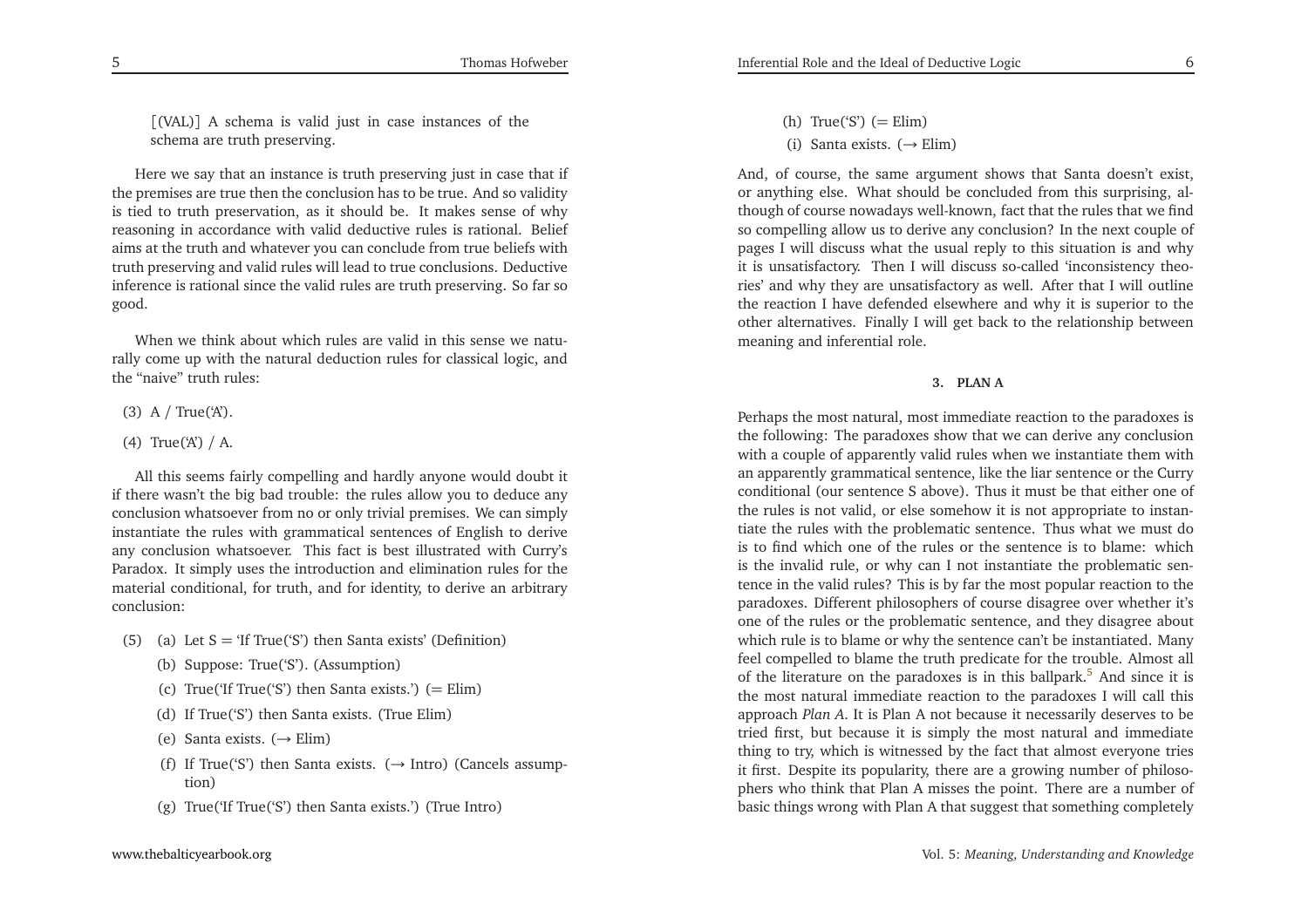[(VAL)] A schema is valid just in case instances of the schema are truth preserving.

Here we say that an instance is truth preserving just in case that if the premises are true then the conclusion has to be true. And so validity is tied to truth preservation, as it should be. It makes sense of why reasoning in accordance with valid deductive rules is rational. Belief aims at the truth and whatever you can conclude from true beliefs with truth preserving and valid rules will lead to true conclusions. Deductive inference is rational since the valid rules are truth preserving. So far so good.

When we think about which rules are valid in this sense we naturally come up with the natural deduction rules for classical logic, and the "naive" truth rules:

(3) A / True('A').

(4) True('A') / A.

All this seems fairly compelling and hardly anyone would doubt it if there wasn't the big bad trouble: the rules allow you to deduce any conclusion whatsoever from no or only trivial premises. We can simply instantiate the rules with grammatical sentences of English to derive any conclusion whatsoever. This fact is best illustrated with Curry's Paradox. It simply uses the introduction and elimination rules for the material conditional, for truth, and for identity, to derive an arbitrary conclusion:

(5) (a) Let S = 'If True('S') then Santa exists' (Definition)

(b) Suppose: True('S'). (Assumption)

(c) True('If True('S') then Santa exists.') (= Elim)

(d) If True('S') then Santa exists. (True Elim)

(e) Santa exists. (→ Elim)

(f) If True('S') then Santa exists. (→ Intro) (Cancels assumption)

(g) True('If True('S') then Santa exists.') (True Intro)

(h) True('S') (= Elim)

(i) Santa exists. (→ Elim)

And, of course, the same argument shows that Santa doesn't exist, or anything else. What should be concluded from this surprising, although of course nowadays well-known, fact that the rules that we find so compelling allow us to derive any conclusion? In the next couple of pages I will discuss what the usual reply to this situation is and why it is unsatisfactory. Then I will discuss so-called 'inconsistency theories' and why they are unsatisfactory as well. After that I will outline the reaction I have defended elsewhere and why it is superior to the other alternatives. Finally I will get back to the relationship between meaning and inferential role.

## 3. PLAN A

Perhaps the most natural, most immediate reaction to the paradoxes is the following: The paradoxes show that we can derive any conclusion with a couple of apparently valid rules when we instantiate them with an apparently grammatical sentence, like the liar sentence or the Curry conditional (our sentence S above). Thus it must be that either one of the rules is not valid, or else somehow it is not appropriate to instantiate the rules with the problematic sentence. Thus what we must do is to find which one of the rules or the sentence is to blame: which is the invalid rule, or why can I not instantiate the problematic sentence in the valid rules? This is by far the most popular reaction to the paradoxes. Different philosophers of course disagree over whether it's one of the rules or the problematic sentence, and they disagree about which rule is to blame or why the sentence can't be instantiated. Many feel compelled to blame the truth predicate for the trouble. Almost all of the literature on the paradoxes is in this ballpark.[5] And since it is the most natural immediate reaction to the paradoxes I will call this approach *Plan A*. It is Plan A not because it necessarily deserves to be tried first, but because it is simply the most natural and immediate thing to try, which is witnessed by the fact that almost everyone tries it first. Despite its popularity, there are a growing number of philosophers who think that Plan A misses the point. There are a number of basic things wrong with Plan A that suggest that something completely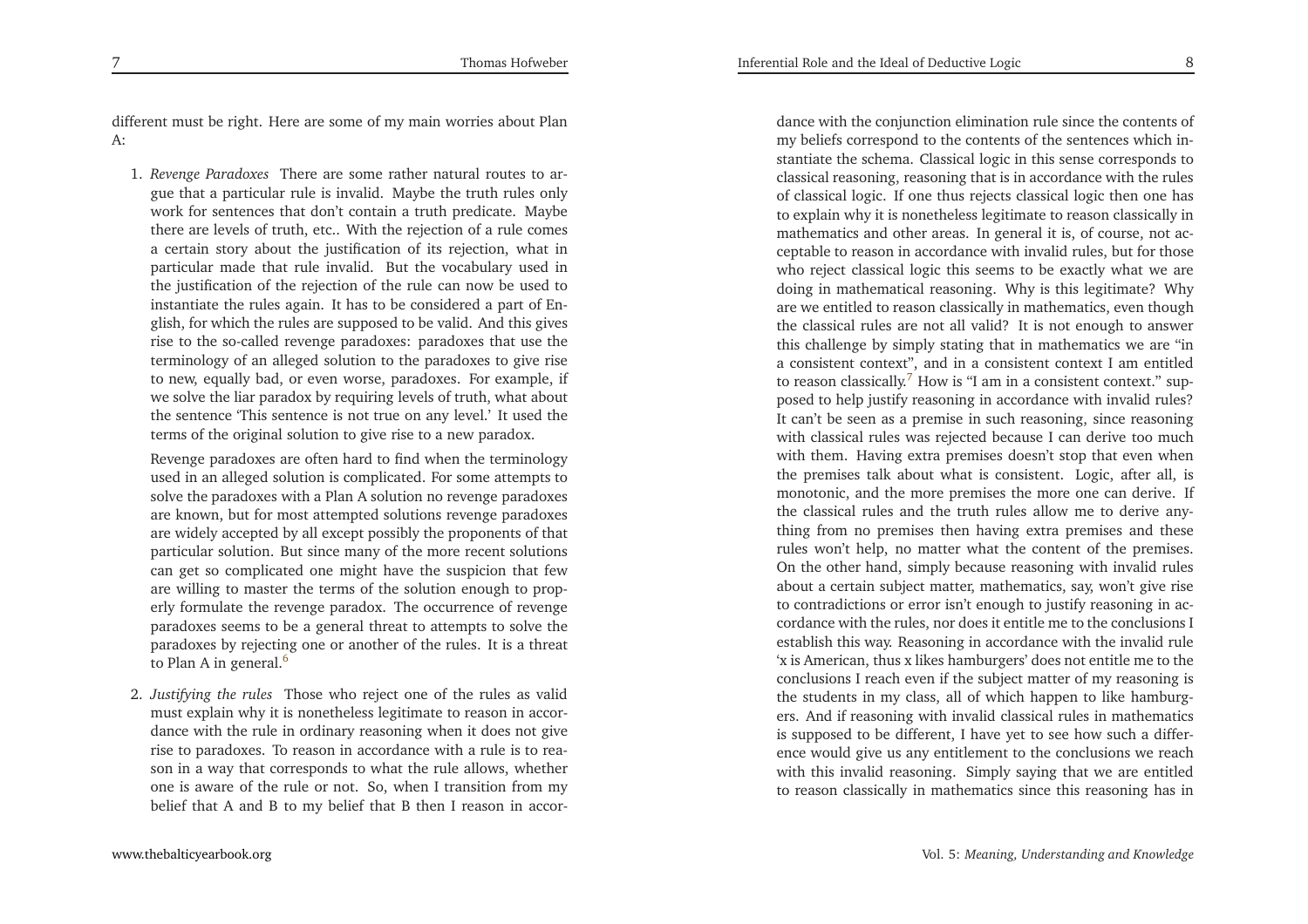different must be right. Here are some of my main worries about Plan A:

1. *Revenge Paradoxes* There are some rather natural routes to argue that a particular rule is invalid. Maybe the truth rules only work for sentences that don't contain a truth predicate. Maybe there are levels of truth, etc.. With the rejection of a rule comes a certain story about the justification of its rejection, what in particular made that rule invalid. But the vocabulary used in the justification of the rejection of the rule can now be used to instantiate the rules again. It has to be considered a part of English, for which the rules are supposed to be valid. And this gives rise to the so-called revenge paradoxes: paradoxes that use the terminology of an alleged solution to the paradoxes to give rise to new, equally bad, or even worse, paradoxes. For example, if we solve the liar paradox by requiring levels of truth, what about the sentence 'This sentence is not true on any level.' It used the terms of the original solution to give rise to a new paradox.

   Revenge paradoxes are often hard to find when the terminology used in an alleged solution is complicated. For some attempts to solve the paradoxes with a Plan A solution no revenge paradoxes are known, but for most attempted solutions revenge paradoxes are widely accepted by all except possibly the proponents of that particular solution. But since many of the more recent solutions can get so complicated one might have the suspicion that few are willing to master the terms of the solution enough to properly formulate the revenge paradox. The occurrence of revenge paradoxes seems to be a general threat to attempts to solve the paradoxes by rejecting one or another of the rules. It is a threat to Plan A in general.[6]

2. *Justifying the rules* Those who reject one of the rules as valid must explain why it is nonetheless legitimate to reason in accordance with the rule in ordinary reasoning when it does not give rise to paradoxes. To reason in accordance with a rule is to reason in a way that corresponds to what the rule allows, whether one is aware of the rule or not. So, when I transition from my belief that A and B to my belief that B then I reason in accordance with the conjunction elimination rule since the contents of my beliefs correspond to the contents of the sentences which instantiate the schema. Classical logic in this sense corresponds to classical reasoning, reasoning that is in accordance with the rules of classical logic. If one thus rejects classical logic then one has to explain why it is nonetheless legitimate to reason classically in mathematics and other areas. In general it is, of course, not acceptable to reason in accordance with invalid rules, but for those who reject classical logic this seems to be exactly what we are doing in mathematical reasoning. Why is this legitimate? Why are we entitled to reason classically in mathematics, even though the classical rules are not all valid? It is not enough to answer this challenge by simply stating that in mathematics we are "in a consistent context", and in a consistent context I am entitled to reason classically.[7] How is "I am in a consistent context." supposed to help justify reasoning in accordance with invalid rules? It can't be seen as a premise in such reasoning, since reasoning with classical rules was rejected because I can derive too much with them. Having extra premises doesn't stop that even when the premises talk about what is consistent. Logic, after all, is monotonic, and the more premises the more one can derive. If the classical rules and the truth rules allow me to derive anything from no premises then having extra premises and these rules won't help, no matter what the content of the premises. On the other hand, simply because reasoning with invalid rules about a certain subject matter, mathematics, say, won't give rise to contradictions or error isn't enough to justify reasoning in accordance with the rules, nor does it entitle me to the conclusions I establish this way. Reasoning in accordance with the invalid rule 'x is American, thus x likes hamburgers' does not entitle me to the conclusions I reach even if the subject matter of my reasoning is the students in my class, all of which happen to like hamburgers. And if reasoning with invalid classical rules in mathematics is supposed to be different, I have yet to see how such a difference would give us any entitlement to the conclusions we reach with this invalid reasoning. Simply saying that we are entitled to reason classically in mathematics since this reasoning has in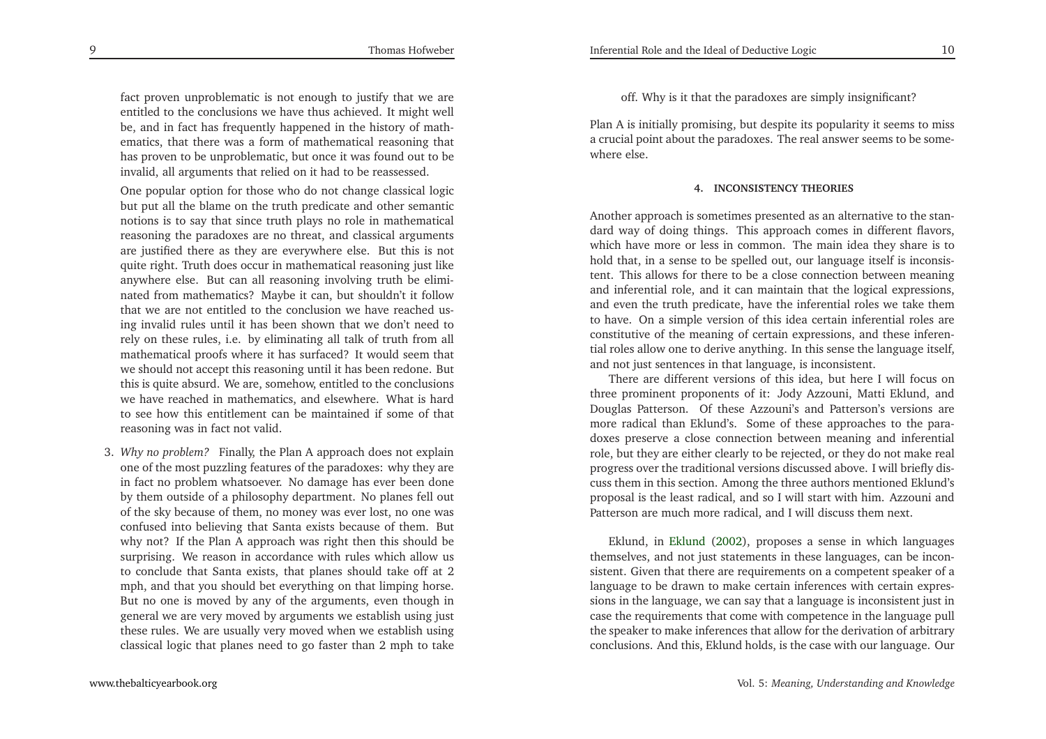fact proven unproblematic is not enough to justify that we are entitled to the conclusions we have thus achieved. It might well be, and in fact has frequently happened in the history of mathematics, that there was a form of mathematical reasoning that has proven to be unproblematic, but once it was found out to be invalid, all arguments that relied on it had to be reassessed.

One popular option for those who do not change classical logic but put all the blame on the truth predicate and other semantic notions is to say that since truth plays no role in mathematical reasoning the paradoxes are no threat, and classical arguments are justified there as they are everywhere else. But this is not quite right. Truth does occur in mathematical reasoning just like anywhere else. But can all reasoning involving truth be eliminated from mathematics? Maybe it can, but shouldn't it follow that we are not entitled to the conclusion we have reached using invalid rules until it has been shown that we don't need to rely on these rules, i.e. by eliminating all talk of truth from all mathematical proofs where it has surfaced? It would seem that we should not accept this reasoning until it has been redone. But this is quite absurd. We are, somehow, entitled to the conclusions we have reached in mathematics, and elsewhere. What is hard to see how this entitlement can be maintained if some of that reasoning was in fact not valid.

3. *Why no problem?* Finally, the Plan A approach does not explain one of the most puzzling features of the paradoxes: why they are in fact no problem whatsoever. No damage has ever been done by them outside of a philosophy department. No planes fell out of the sky because of them, no money was ever lost, no one was confused into believing that Santa exists because of them. But why not? If the Plan A approach was right then this should be surprising. We reason in accordance with rules which allow us to conclude that Santa exists, that planes should take off at 2 mph, and that you should bet everything on that limping horse. But no one is moved by any of the arguments, even though in general we are very moved by arguments we establish using just these rules. We are usually very moved when we establish using classical logic that planes need to go faster than 2 mph to take off. Why is it that the paradoxes are simply insignificant?

Plan A is initially promising, but despite its popularity it seems to miss a crucial point about the paradoxes. The real answer seems to be somewhere else.

## 4. INCONSISTENCY THEORIES

Another approach is sometimes presented as an alternative to the standard way of doing things. This approach comes in different flavors, which have more or less in common. The main idea they share is to hold that, in a sense to be spelled out, our language itself is inconsistent. This allows for there to be a close connection between meaning and inferential role, and it can maintain that the logical expressions, and even the truth predicate, have the inferential roles we take them to have. On a simple version of this idea certain inferential roles are constitutive of the meaning of certain expressions, and these inferential roles allow one to derive anything. In this sense the language itself, and not just sentences in that language, is inconsistent.

There are different versions of this idea, but here I will focus on three prominent proponents of it: Jody Azzouni, Matti Eklund, and Douglas Patterson. Of these Azzouni's and Patterson's versions are more radical than Eklund's. Some of these approaches to the paradoxes preserve a close connection between meaning and inferential role, but they are either clearly to be rejected, or they do not make real progress over the traditional versions discussed above. I will briefly discuss them in this section. Among the three authors mentioned Eklund's proposal is the least radical, and so I will start with him. Azzouni and Patterson are much more radical, and I will discuss them next.

Eklund, in Eklund (2002), proposes a sense in which languages themselves, and not just statements in these languages, can be inconsistent. Given that there are requirements on a competent speaker of a language to be drawn to make certain inferences with certain expressions in the language, we can say that a language is inconsistent just in case the requirements that come with competence in the language pull the speaker to make inferences that allow for the derivation of arbitrary conclusions. And this, Eklund holds, is the case with our language. Our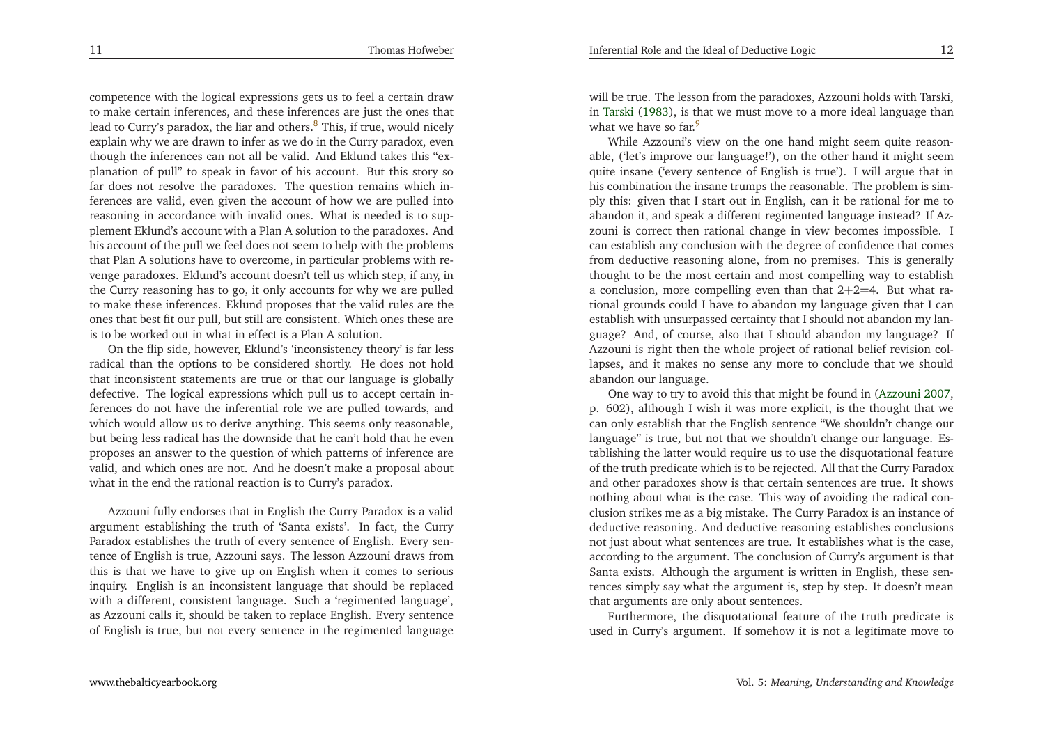competence with the logical expressions gets us to feel a certain draw to make certain inferences, and these inferences are just the ones that lead to Curry's paradox, the liar and others.[8] This, if true, would nicely explain why we are drawn to infer as we do in the Curry paradox, even though the inferences can not all be valid. And Eklund takes this "explanation of pull" to speak in favor of his account. But this story so far does not resolve the paradoxes. The question remains which inferences are valid, even given the account of how we are pulled into reasoning in accordance with invalid ones. What is needed is to supplement Eklund's account with a Plan A solution to the paradoxes. And his account of the pull we feel does not seem to help with the problems that Plan A solutions have to overcome, in particular problems with revenge paradoxes. Eklund's account doesn't tell us which step, if any, in the Curry reasoning has to go, it only accounts for why we are pulled to make these inferences. Eklund proposes that the valid rules are the ones that best fit our pull, but still are consistent. Which ones these are is to be worked out in what in effect is a Plan A solution.

On the flip side, however, Eklund's 'inconsistency theory' is far less radical than the options to be considered shortly. He does not hold that inconsistent statements are true or that our language is globally defective. The logical expressions which pull us to accept certain inferences do not have the inferential role we are pulled towards, and which would allow us to derive anything. This seems only reasonable, but being less radical has the downside that he can't hold that he even proposes an answer to the question of which patterns of inference are valid, and which ones are not. And he doesn't make a proposal about what in the end the rational reaction is to Curry's paradox.

Azzouni fully endorses that in English the Curry Paradox is a valid argument establishing the truth of 'Santa exists'. In fact, the Curry Paradox establishes the truth of every sentence of English. Every sentence of English is true, Azzouni says. The lesson Azzouni draws from this is that we have to give up on English when it comes to serious inquiry. English is an inconsistent language that should be replaced with a different, consistent language. Such a 'regimented language', as Azzouni calls it, should be taken to replace English. Every sentence of English is true, but not every sentence in the regimented language will be true. The lesson from the paradoxes, Azzouni holds with Tarski, in Tarski (1983), is that we must move to a more ideal language than what we have so far.[9]

While Azzouni's view on the one hand might seem quite reasonable, ('let's improve our language!'), on the other hand it might seem quite insane ('every sentence of English is true'). I will argue that in his combination the insane trumps the reasonable. The problem is simply this: given that I start out in English, can it be rational for me to abandon it, and speak a different regimented language instead? If Azzouni is correct then rational change in view becomes impossible. I can establish any conclusion with the degree of confidence that comes from deductive reasoning alone, from no premises. This is generally thought to be the most certain and most compelling way to establish a conclusion, more compelling even than that 2+2=4. But what rational grounds could I have to abandon my language given that I can establish with unsurpassed certainty that I should not abandon my language? And, of course, also that I should abandon my language? If Azzouni is right then the whole project of rational belief revision collapses, and it makes no sense any more to conclude that we should abandon our language.

One way to try to avoid this that might be found in (Azzouni 2007, p. 602), although I wish it was more explicit, is the thought that we can only establish that the English sentence "We shouldn't change our language" is true, but not that we shouldn't change our language. Establishing the latter would require us to use the disquotational feature of the truth predicate which is to be rejected. All that the Curry Paradox and other paradoxes show is that certain sentences are true. It shows nothing about what is the case. This way of avoiding the radical conclusion strikes me as a big mistake. The Curry Paradox is an instance of deductive reasoning. And deductive reasoning establishes conclusions not just about what sentences are true. It establishes what is the case, according to the argument. The conclusion of Curry's argument is that Santa exists. Although the argument is written in English, these sentences simply say what the argument is, step by step. It doesn't mean that arguments are only about sentences.

Furthermore, the disquotational feature of the truth predicate is used in Curry's argument. If somehow it is not a legitimate move to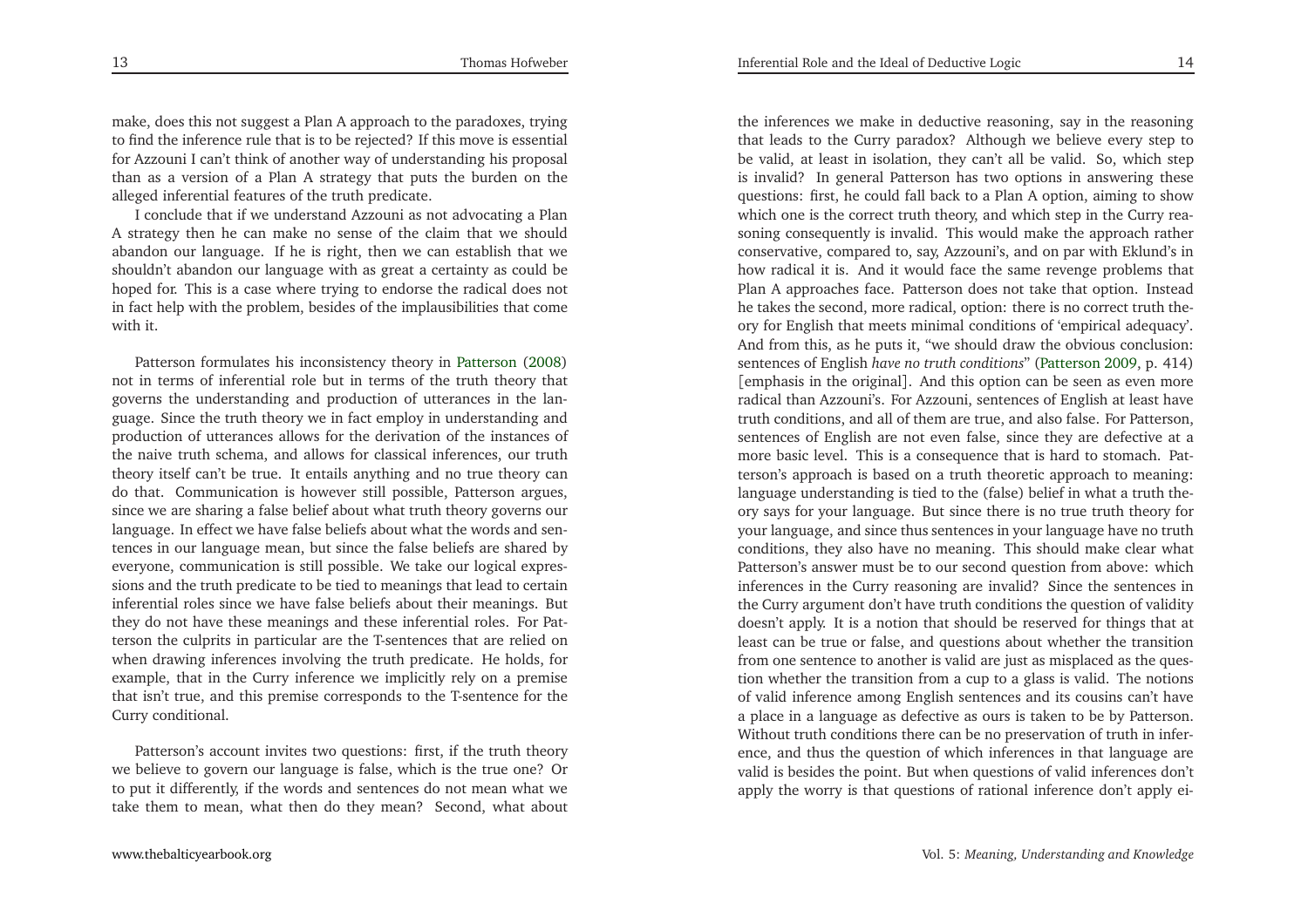make, does this not suggest a Plan A approach to the paradoxes, trying to find the inference rule that is to be rejected? If this move is essential for Azzouni I can't think of another way of understanding his proposal than as a version of a Plan A strategy that puts the burden on the alleged inferential features of the truth predicate.

I conclude that if we understand Azzouni as not advocating a Plan A strategy then he can make no sense of the claim that we should abandon our language. If he is right, then we can establish that we shouldn't abandon our language with as great a certainty as could be hoped for. This is a case where trying to endorse the radical does not in fact help with the problem, besides of the implausibilities that come with it.

Patterson formulates his inconsistency theory in Patterson (2008) not in terms of inferential role but in terms of the truth theory that governs the understanding and production of utterances in the language. Since the truth theory we in fact employ in understanding and production of utterances allows for the derivation of the instances of the naive truth schema, and allows for classical inferences, our truth theory itself can't be true. It entails anything and no true theory can do that. Communication is however still possible, Patterson argues, since we are sharing a false belief about what truth theory governs our language. In effect we have false beliefs about what the words and sentences in our language mean, but since the false beliefs are shared by everyone, communication is still possible. We take our logical expressions and the truth predicate to be tied to meanings that lead to certain inferential roles since we have false beliefs about their meanings. But they do not have these meanings and these inferential roles. For Patterson the culprits in particular are the T-sentences that are relied on when drawing inferences involving the truth predicate. He holds, for example, that in the Curry inference we implicitly rely on a premise that isn't true, and this premise corresponds to the T-sentence for the Curry conditional.

Patterson's account invites two questions: first, if the truth theory we believe to govern our language is false, which is the true one? Or to put it differently, if the words and sentences do not mean what we take them to mean, what then do they mean? Second, what about the inferences we make in deductive reasoning, say in the reasoning that leads to the Curry paradox? Although we believe every step to be valid, at least in isolation, they can't all be valid. So, which step is invalid? In general Patterson has two options in answering these questions: first, he could fall back to a Plan A option, aiming to show which one is the correct truth theory, and which step in the Curry reasoning consequently is invalid. This would make the approach rather conservative, compared to, say, Azzouni's, and on par with Eklund's in how radical it is. And it would face the same revenge problems that Plan A approaches face. Patterson does not take that option. Instead he takes the second, more radical, option: there is no correct truth theory for English that meets minimal conditions of 'empirical adequacy'. And from this, as he puts it, "we should draw the obvious conclusion: sentences of English *have no truth conditions*" (Patterson 2009, p. 414) [emphasis in the original]. And this option can be seen as even more radical than Azzouni's. For Azzouni, sentences of English at least have truth conditions, and all of them are true, and also false. For Patterson, sentences of English are not even false, since they are defective at a more basic level. This is a consequence that is hard to stomach. Patterson's approach is based on a truth theoretic approach to meaning: language understanding is tied to the (false) belief in what a truth theory says for your language. But since there is no true truth theory for your language, and since thus sentences in your language have no truth conditions, they also have no meaning. This should make clear what Patterson's answer must be to our second question from above: which inferences in the Curry reasoning are invalid? Since the sentences in the Curry argument don't have truth conditions the question of validity doesn't apply. It is a notion that should be reserved for things that at least can be true or false, and questions about whether the transition from one sentence to another is valid are just as misplaced as the question whether the transition from a cup to a glass is valid. The notions of valid inference among English sentences and its cousins can't have a place in a language as defective as ours is taken to be by Patterson. Without truth conditions there can be no preservation of truth in inference, and thus the question of which inferences in that language are valid is besides the point. But when questions of valid inferences don't apply the worry is that questions of rational inference don't apply ei-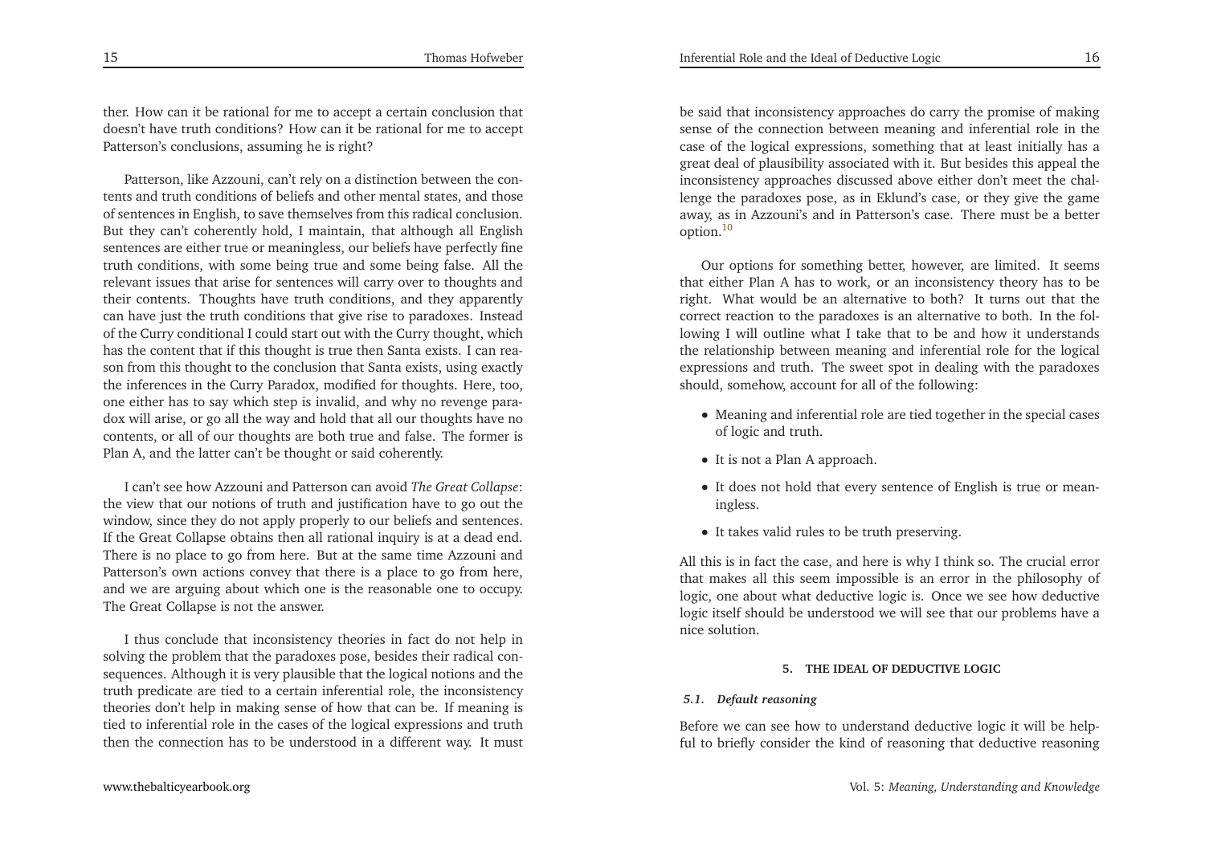ther. How can it be rational for me to accept a certain conclusion that doesn't have truth conditions? How can it be rational for me to accept Patterson's conclusions, assuming he is right?

Patterson, like Azzouni, can't rely on a distinction between the contents and truth conditions of beliefs and other mental states, and those of sentences in English, to save themselves from this radical conclusion. But they can't coherently hold, I maintain, that although all English sentences are either true or meaningless, our beliefs have perfectly fine truth conditions, with some being true and some being false. All the relevant issues that arise for sentences will carry over to thoughts and their contents. Thoughts have truth conditions, and they apparently can have just the truth conditions that give rise to paradoxes. Instead of the Curry conditional I could start out with the Curry thought, which has the content that if this thought is true then Santa exists. I can reason from this thought to the conclusion that Santa exists, using exactly the inferences in the Curry Paradox, modified for thoughts. Here, too, one either has to say which step is invalid, and why no revenge paradox will arise, or go all the way and hold that all our thoughts have no contents, or all of our thoughts are both true and false. The former is Plan A, and the latter can't be thought or said coherently.

I can't see how Azzouni and Patterson can avoid *The Great Collapse*: the view that our notions of truth and justification have to go out the window, since they do not apply properly to our beliefs and sentences. If the Great Collapse obtains then all rational inquiry is at a dead end. There is no place to go from here. But at the same time Azzouni and Patterson's own actions convey that there is a place to go from here, and we are arguing about which one is the reasonable one to occupy. The Great Collapse is not the answer.

I thus conclude that inconsistency theories in fact do not help in solving the problem that the paradoxes pose, besides their radical consequences. Although it is very plausible that the logical notions and the truth predicate are tied to a certain inferential role, the inconsistency theories don't help in making sense of how that can be. If meaning is tied to inferential role in the cases of the logical expressions and truth then the connection has to be understood in a different way. It must be said that inconsistency approaches do carry the promise of making sense of the connection between meaning and inferential role in the case of the logical expressions, something that at least initially has a great deal of plausibility associated with it. But besides this appeal the inconsistency approaches discussed above either don't meet the challenge the paradoxes pose, as in Eklund's case, or they give the game away, as in Azzouni's and in Patterson's case. There must be a better option.[10]

Our options for something better, however, are limited. It seems that either Plan A has to work, or an inconsistency theory has to be right. What would be an alternative to both? It turns out that the correct reaction to the paradoxes is an alternative to both. In the following I will outline what I take that to be and how it understands the relationship between meaning and inferential role for the logical expressions and truth. The sweet spot in dealing with the paradoxes should, somehow, account for all of the following:

- Meaning and inferential role are tied together in the special cases of logic and truth.
- It is not a Plan A approach.
- It does not hold that every sentence of English is true or meaningless.
- It takes valid rules to be truth preserving.

All this is in fact the case, and here is why I think so. The crucial error that makes all this seem impossible is an error in the philosophy of logic, one about what deductive logic is. Once we see how deductive logic itself should be understood we will see that our problems have a nice solution.

## 5. THE IDEAL OF DEDUCTIVE LOGIC

### *5.1. Default reasoning*

Before we can see how to understand deductive logic it will be helpful to briefly consider the kind of reasoning that deductive reasoning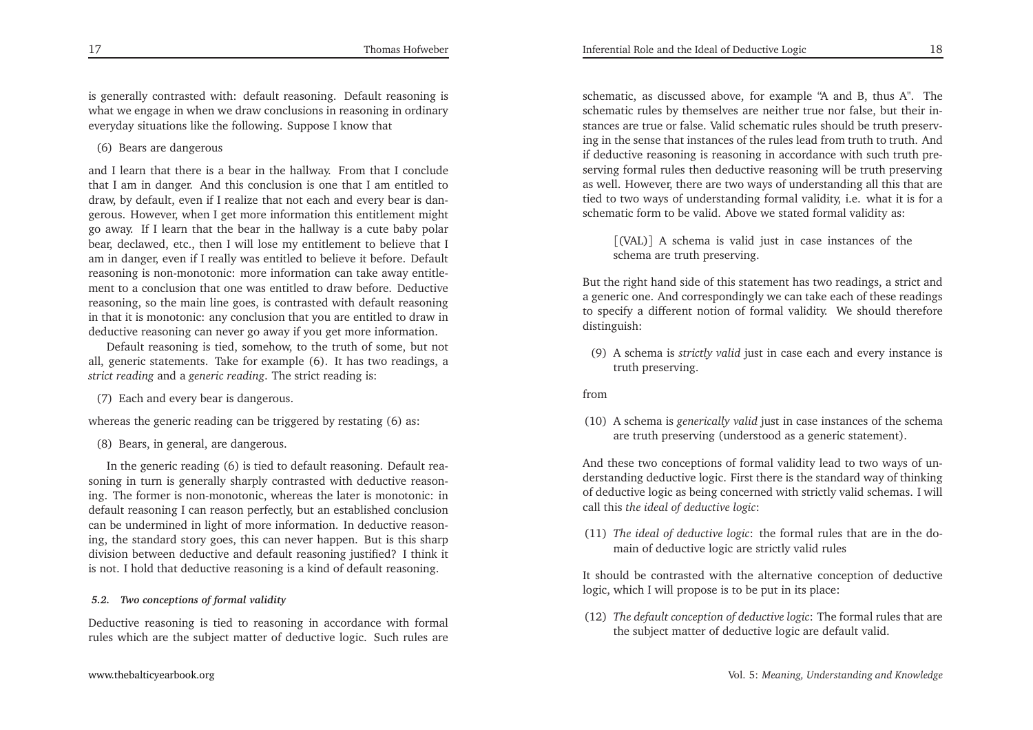is generally contrasted with: default reasoning. Default reasoning is what we engage in when we draw conclusions in reasoning in ordinary everyday situations like the following. Suppose I know that

(6) Bears are dangerous

and I learn that there is a bear in the hallway. From that I conclude that I am in danger. And this conclusion is one that I am entitled to draw, by default, even if I realize that not each and every bear is dangerous. However, when I get more information this entitlement might go away. If I learn that the bear in the hallway is a cute baby polar bear, declawed, etc., then I will lose my entitlement to believe that I am in danger, even if I really was entitled to believe it before. Default reasoning is non-monotonic: more information can take away entitlement to a conclusion that one was entitled to draw before. Deductive reasoning, so the main line goes, is contrasted with default reasoning in that it is monotonic: any conclusion that you are entitled to draw in deductive reasoning can never go away if you get more information.

Default reasoning is tied, somehow, to the truth of some, but not all, generic statements. Take for example (6). It has two readings, a *strict reading* and a *generic reading*. The strict reading is:

(7) Each and every bear is dangerous.

whereas the generic reading can be triggered by restating (6) as:

(8) Bears, in general, are dangerous.

In the generic reading (6) is tied to default reasoning. Default reasoning in turn is generally sharply contrasted with deductive reasoning. The former is non-monotonic, whereas the later is monotonic: in default reasoning I can reason perfectly, but an established conclusion can be undermined in light of more information. In deductive reasoning, the standard story goes, this can never happen. But is this sharp division between deductive and default reasoning justified? I think it is not. I hold that deductive reasoning is a kind of default reasoning.

### 5.2. Two conceptions of formal validity

Deductive reasoning is tied to reasoning in accordance with formal rules which are the subject matter of deductive logic. Such rules are schematic, as discussed above, for example "A and B, thus A". The schematic rules by themselves are neither true nor false, but their instances are true or false. Valid schematic rules should be truth preserving in the sense that instances of the rules lead from truth to truth. And if deductive reasoning is reasoning in accordance with such truth preserving formal rules then deductive reasoning will be truth preserving as well. However, there are two ways of understanding all this that are tied to two ways of understanding formal validity, i.e. what it is for a schematic form to be valid. Above we stated formal validity as:

> [(VAL)] A schema is valid just in case instances of the schema are truth preserving.

But the right hand side of this statement has two readings, a strict and a generic one. And correspondingly we can take each of these readings to specify a different notion of formal validity. We should therefore distinguish:

(9) A schema is *strictly valid* just in case each and every instance is truth preserving.

from

(10) A schema is *generically valid* just in case instances of the schema are truth preserving (understood as a generic statement).

And these two conceptions of formal validity lead to two ways of understanding deductive logic. First there is the standard way of thinking of deductive logic as being concerned with strictly valid schemas. I will call this *the ideal of deductive logic*:

(11) *The ideal of deductive logic*: the formal rules that are in the domain of deductive logic are strictly valid rules

It should be contrasted with the alternative conception of deductive logic, which I will propose is to be put in its place:

(12) *The default conception of deductive logic*: The formal rules that are the subject matter of deductive logic are default valid.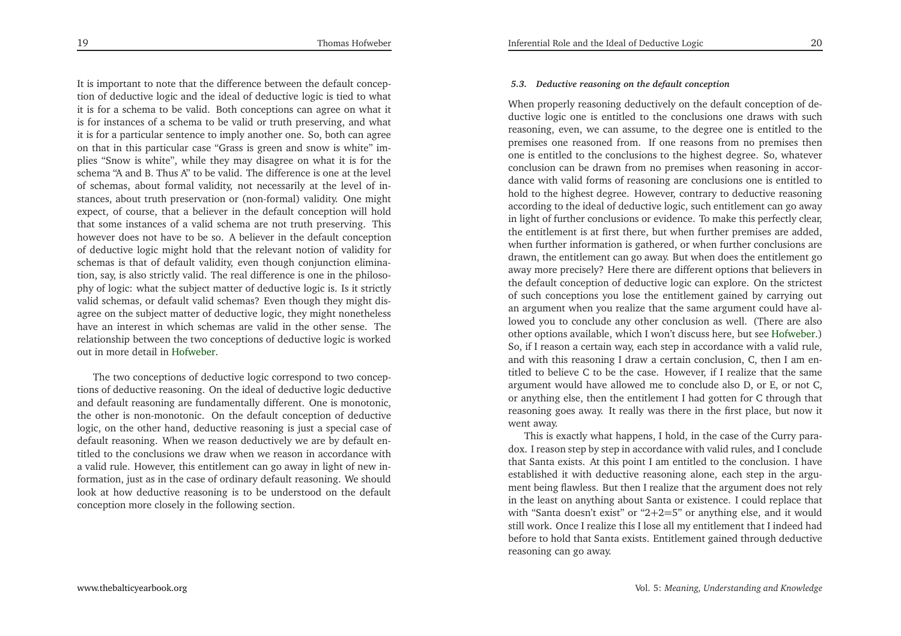It is important to note that the difference between the default conception of deductive logic and the ideal of deductive logic is tied to what it is for a schema to be valid. Both conceptions can agree on what it is for instances of a schema to be valid or truth preserving, and what it is for a particular sentence to imply another one. So, both can agree on that in this particular case "Grass is green and snow is white" implies "Snow is white", while they may disagree on what it is for the schema "A and B. Thus A" to be valid. The difference is one at the level of schemas, about formal validity, not necessarily at the level of instances, about truth preservation or (non-formal) validity. One might expect, of course, that a believer in the default conception will hold that some instances of a valid schema are not truth preserving. This however does not have to be so. A believer in the default conception of deductive logic might hold that the relevant notion of validity for schemas is that of default validity, even though conjunction elimination, say, is also strictly valid. The real difference is one in the philosophy of logic: what the subject matter of deductive logic is. Is it strictly valid schemas, or default valid schemas? Even though they might disagree on the subject matter of deductive logic, they might nonetheless have an interest in which schemas are valid in the other sense. The relationship between the two conceptions of deductive logic is worked out in more detail in Hofweber.

The two conceptions of deductive logic correspond to two conceptions of deductive reasoning. On the ideal of deductive logic deductive and default reasoning are fundamentally different. One is monotonic, the other is non-monotonic. On the default conception of deductive logic, on the other hand, deductive reasoning is just a special case of default reasoning. When we reason deductively we are by default entitled to the conclusions we draw when we reason in accordance with a valid rule. However, this entitlement can go away in light of new information, just as in the case of ordinary default reasoning. We should look at how deductive reasoning is to be understood on the default conception more closely in the following section.

### *5.3. Deductive reasoning on the default conception*

When properly reasoning deductively on the default conception of deductive logic one is entitled to the conclusions one draws with such reasoning, even, we can assume, to the degree one is entitled to the premises one reasoned from. If one reasons from no premises then one is entitled to the conclusions to the highest degree. So, whatever conclusion can be drawn from no premises when reasoning in accordance with valid forms of reasoning are conclusions one is entitled to hold to the highest degree. However, contrary to deductive reasoning according to the ideal of deductive logic, such entitlement can go away in light of further conclusions or evidence. To make this perfectly clear, the entitlement is at first there, but when further premises are added, when further information is gathered, or when further conclusions are drawn, the entitlement can go away. But when does the entitlement go away more precisely? Here there are different options that believers in the default conception of deductive logic can explore. On the strictest of such conceptions you lose the entitlement gained by carrying out an argument when you realize that the same argument could have allowed you to conclude any other conclusion as well. (There are also other options available, which I won't discuss here, but see Hofweber.) So, if I reason a certain way, each step in accordance with a valid rule, and with this reasoning I draw a certain conclusion, C, then I am entitled to believe C to be the case. However, if I realize that the same argument would have allowed me to conclude also D, or E, or not C, or anything else, then the entitlement I had gotten for C through that reasoning goes away. It really was there in the first place, but now it went away.

This is exactly what happens, I hold, in the case of the Curry paradox. I reason step by step in accordance with valid rules, and I conclude that Santa exists. At this point I am entitled to the conclusion. I have established it with deductive reasoning alone, each step in the argument being flawless. But then I realize that the argument does not rely in the least on anything about Santa or existence. I could replace that with "Santa doesn't exist" or "2+2=5" or anything else, and it would still work. Once I realize this I lose all my entitlement that I indeed had before to hold that Santa exists. Entitlement gained through deductive reasoning can go away.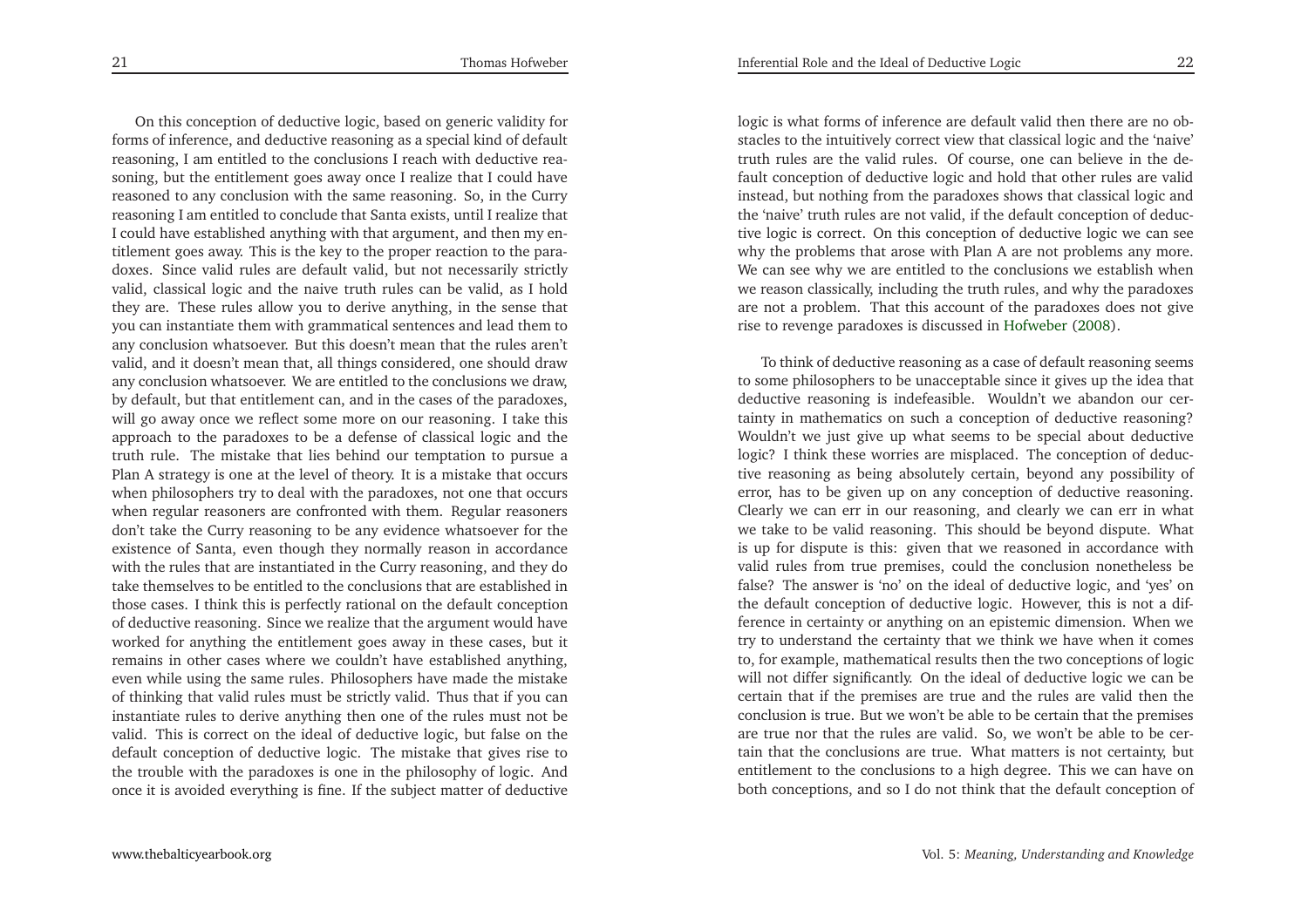On this conception of deductive logic, based on generic validity for forms of inference, and deductive reasoning as a special kind of default reasoning, I am entitled to the conclusions I reach with deductive reasoning, but the entitlement goes away once I realize that I could have reasoned to any conclusion with the same reasoning. So, in the Curry reasoning I am entitled to conclude that Santa exists, until I realize that I could have established anything with that argument, and then my entitlement goes away. This is the key to the proper reaction to the paradoxes. Since valid rules are default valid, but not necessarily strictly valid, classical logic and the naive truth rules can be valid, as I hold they are. These rules allow you to derive anything, in the sense that you can instantiate them with grammatical sentences and lead them to any conclusion whatsoever. But this doesn't mean that the rules aren't valid, and it doesn't mean that, all things considered, one should draw any conclusion whatsoever. We are entitled to the conclusions we draw, by default, but that entitlement can, and in the cases of the paradoxes, will go away once we reflect some more on our reasoning. I take this approach to the paradoxes to be a defense of classical logic and the truth rule. The mistake that lies behind our temptation to pursue a Plan A strategy is one at the level of theory. It is a mistake that occurs when philosophers try to deal with the paradoxes, not one that occurs when regular reasoners are confronted with them. Regular reasoners don't take the Curry reasoning to be any evidence whatsoever for the existence of Santa, even though they normally reason in accordance with the rules that are instantiated in the Curry reasoning, and they do take themselves to be entitled to the conclusions that are established in those cases. I think this is perfectly rational on the default conception of deductive reasoning. Since we realize that the argument would have worked for anything the entitlement goes away in these cases, but it remains in other cases where we couldn't have established anything, even while using the same rules. Philosophers have made the mistake of thinking that valid rules must be strictly valid. Thus that if you can instantiate rules to derive anything then one of the rules must not be valid. This is correct on the ideal of deductive logic, but false on the default conception of deductive logic. The mistake that gives rise to the trouble with the paradoxes is one in the philosophy of logic. And once it is avoided everything is fine. If the subject matter of deductive logic is what forms of inference are default valid then there are no obstacles to the intuitively correct view that classical logic and the 'naive' truth rules are the valid rules. Of course, one can believe in the default conception of deductive logic and hold that other rules are valid instead, but nothing from the paradoxes shows that classical logic and the 'naive' truth rules are not valid, if the default conception of deductive logic is correct. On this conception of deductive logic we can see why the problems that arose with Plan A are not problems any more. We can see why we are entitled to the conclusions we establish when we reason classically, including the truth rules, and why the paradoxes are not a problem. That this account of the paradoxes does not give rise to revenge paradoxes is discussed in Hofweber (2008).

To think of deductive reasoning as a case of default reasoning seems to some philosophers to be unacceptable since it gives up the idea that deductive reasoning is indefeasible. Wouldn't we abandon our certainty in mathematics on such a conception of deductive reasoning? Wouldn't we just give up what seems to be special about deductive logic? I think these worries are misplaced. The conception of deductive reasoning as being absolutely certain, beyond any possibility of error, has to be given up on any conception of deductive reasoning. Clearly we can err in our reasoning, and clearly we can err in what we take to be valid reasoning. This should be beyond dispute. What is up for dispute is this: given that we reasoned in accordance with valid rules from true premises, could the conclusion nonetheless be false? The answer is 'no' on the ideal of deductive logic, and 'yes' on the default conception of deductive logic. However, this is not a difference in certainty or anything on an epistemic dimension. When we try to understand the certainty that we think we have when it comes to, for example, mathematical results then the two conceptions of logic will not differ significantly. On the ideal of deductive logic we can be certain that if the premises are true and the rules are valid then the conclusion is true. But we won't be able to be certain that the premises are true nor that the rules are valid. So, we won't be able to be certain that the conclusions are true. What matters is not certainty, but entitlement to the conclusions to a high degree. This we can have on both conceptions, and so I do not think that the default conception of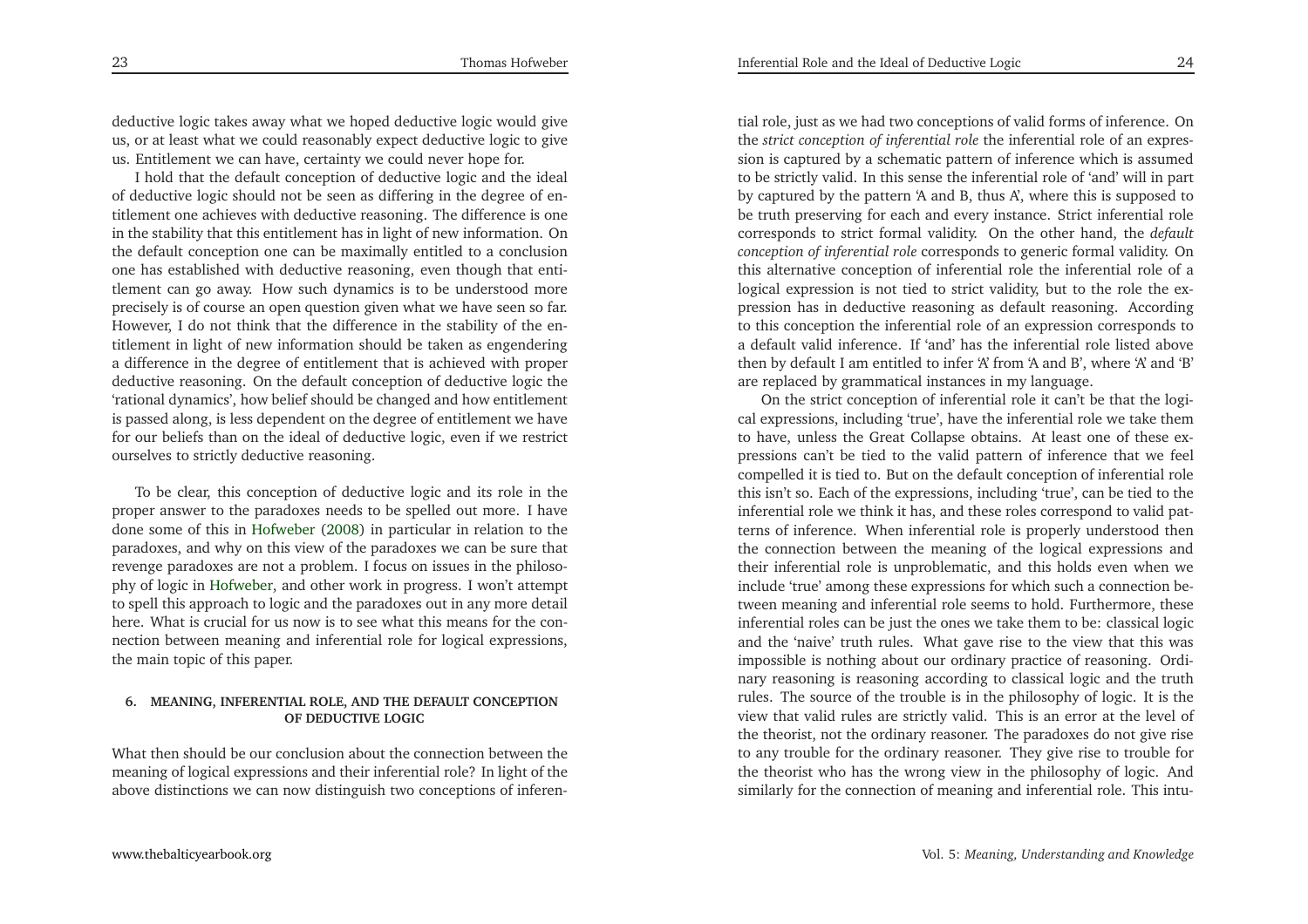deductive logic takes away what we hoped deductive logic would give us, or at least what we could reasonably expect deductive logic to give us. Entitlement we can have, certainty we could never hope for.

I hold that the default conception of deductive logic and the ideal of deductive logic should not be seen as differing in the degree of entitlement one achieves with deductive reasoning. The difference is one in the stability that this entitlement has in light of new information. On the default conception one can be maximally entitled to a conclusion one has established with deductive reasoning, even though that entitlement can go away. How such dynamics is to be understood more precisely is of course an open question given what we have seen so far. However, I do not think that the difference in the stability of the entitlement in light of new information should be taken as engendering a difference in the degree of entitlement that is achieved with proper deductive reasoning. On the default conception of deductive logic the 'rational dynamics', how belief should be changed and how entitlement is passed along, is less dependent on the degree of entitlement we have for our beliefs than on the ideal of deductive logic, even if we restrict ourselves to strictly deductive reasoning.

To be clear, this conception of deductive logic and its role in the proper answer to the paradoxes needs to be spelled out more. I have done some of this in Hofweber (2008) in particular in relation to the paradoxes, and why on this view of the paradoxes we can be sure that revenge paradoxes are not a problem. I focus on issues in the philosophy of logic in Hofweber, and other work in progress. I won't attempt to spell this approach to logic and the paradoxes out in any more detail here. What is crucial for us now is to see what this means for the connection between meaning and inferential role for logical expressions, the main topic of this paper.

## 6. MEANING, INFERENTIAL ROLE, AND THE DEFAULT CONCEPTION OF DEDUCTIVE LOGIC

What then should be our conclusion about the connection between the meaning of logical expressions and their inferential role? In light of the above distinctions we can now distinguish two conceptions of inferential role, just as we had two conceptions of valid forms of inference. On the *strict conception of inferential role* the inferential role of an expression is captured by a schematic pattern of inference which is assumed to be strictly valid. In this sense the inferential role of 'and' will in part by captured by the pattern 'A and B, thus A', where this is supposed to be truth preserving for each and every instance. Strict inferential role corresponds to strict formal validity. On the other hand, the *default conception of inferential role* corresponds to generic formal validity. On this alternative conception of inferential role the inferential role of a logical expression is not tied to strict validity, but to the role the expression has in deductive reasoning as default reasoning. According to this conception the inferential role of an expression corresponds to a default valid inference. If 'and' has the inferential role listed above then by default I am entitled to infer 'A' from 'A and B', where 'A' and 'B' are replaced by grammatical instances in my language.

On the strict conception of inferential role it can't be that the logical expressions, including 'true', have the inferential role we take them to have, unless the Great Collapse obtains. At least one of these expressions can't be tied to the valid pattern of inference that we feel compelled it is tied to. But on the default conception of inferential role this isn't so. Each of the expressions, including 'true', can be tied to the inferential role we think it has, and these roles correspond to valid patterns of inference. When inferential role is properly understood then the connection between the meaning of the logical expressions and their inferential role is unproblematic, and this holds even when we include 'true' among these expressions for which such a connection between meaning and inferential role seems to hold. Furthermore, these inferential roles can be just the ones we take them to be: classical logic and the 'naive' truth rules. What gave rise to the view that this was impossible is nothing about our ordinary practice of reasoning. Ordinary reasoning is reasoning according to classical logic and the truth rules. The source of the trouble is in the philosophy of logic. It is the view that valid rules are strictly valid. This is an error at the level of the theorist, not the ordinary reasoner. The paradoxes do not give rise to any trouble for the ordinary reasoner. They give rise to trouble for the theorist who has the wrong view in the philosophy of logic. And similarly for the connection of meaning and inferential role. This intu-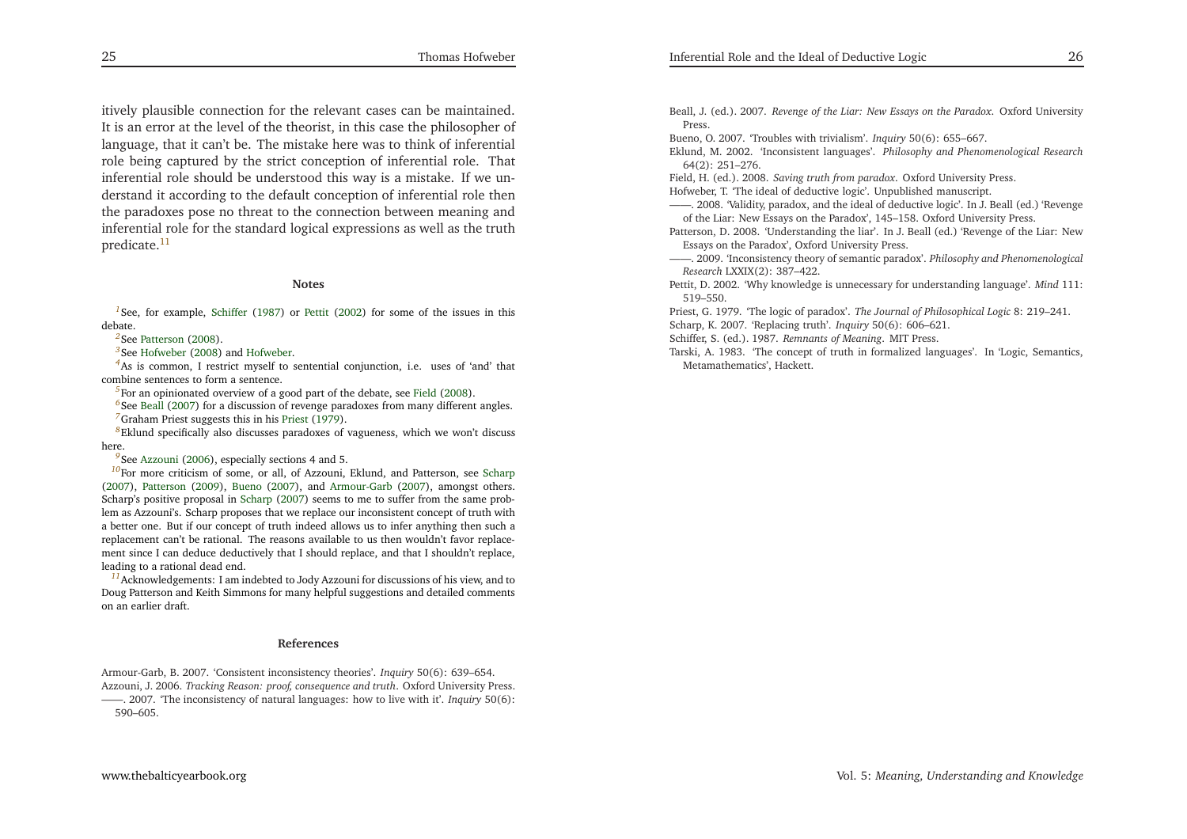itively plausible connection for the relevant cases can be maintained. It is an error at the level of the theorist, in this case the philosopher of language, that it can't be. The mistake here was to think of inferential role being captured by the strict conception of inferential role. That inferential role should be understood this way is a mistake. If we understand it according to the default conception of inferential role then the paradoxes pose no threat to the connection between meaning and inferential role for the standard logical expressions as well as the truth predicate.[11]

### Notes

[1] See, for example, Schiffer (1987) or Pettit (2002) for some of the issues in this debate.

[2] See Patterson (2008).

[3] See Hofweber (2008) and Hofweber.

[4] As is common, I restrict myself to sentential conjunction, i.e. uses of 'and' that combine sentences to form a sentence.

[5] For an opinionated overview of a good part of the debate, see Field (2008).

[6] See Beall (2007) for a discussion of revenge paradoxes from many different angles.

[7] Graham Priest suggests this in his Priest (1979).

[8] Eklund specifically also discusses paradoxes of vagueness, which we won't discuss here.

[9] See Azzouni (2006), especially sections 4 and 5.

[10] For more criticism of some, or all, of Azzouni, Eklund, and Patterson, see Scharp (2007), Patterson (2009), Bueno (2007), and Armour-Garb (2007), amongst others. Scharp's positive proposal in Scharp (2007) seems to me to suffer from the same problem as Azzouni's. Scharp proposes that we replace our inconsistent concept of truth with a better one. But if our concept of truth indeed allows us to infer anything then such a replacement can't be rational. The reasons available to us then wouldn't favor replacement since I can deduce deductively that I should replace, and that I shouldn't replace, leading to a rational dead end.

[11] Acknowledgements: I am indebted to Jody Azzouni for discussions of his view, and to Doug Patterson and Keith Simmons for many helpful suggestions and detailed comments on an earlier draft.

### References

Armour-Garb, B. 2007. 'Consistent inconsistency theories'. *Inquiry* 50(6): 639–654.

Azzouni, J. 2006. *Tracking Reason: proof, consequence and truth*. Oxford University Press.

——. 2007. 'The inconsistency of natural languages: how to live with it'. *Inquiry* 50(6): 590–605.

Beall, J. (ed.). 2007. *Revenge of the Liar: New Essays on the Paradox*. Oxford University Press.

Bueno, O. 2007. 'Troubles with trivialism'. *Inquiry* 50(6): 655–667.

Eklund, M. 2002. 'Inconsistent languages'. *Philosophy and Phenomenological Research* 64(2): 251–276.

Field, H. (ed.). 2008. *Saving truth from paradox*. Oxford University Press.

Hofweber, T. 'The ideal of deductive logic'. Unpublished manuscript.

——. 2008. 'Validity, paradox, and the ideal of deductive logic'. In J. Beall (ed.) 'Revenge of the Liar: New Essays on the Paradox', 145–158. Oxford University Press.

Patterson, D. 2008. 'Understanding the liar'. In J. Beall (ed.) 'Revenge of the Liar: New Essays on the Paradox', Oxford University Press.

——. 2009. 'Inconsistency theory of semantic paradox'. *Philosophy and Phenomenological Research* LXXIX(2): 387–422.

Pettit, D. 2002. 'Why knowledge is unnecessary for understanding language'. *Mind* 111: 519–550.

Priest, G. 1979. 'The logic of paradox'. *The Journal of Philosophical Logic* 8: 219–241.

Scharp, K. 2007. 'Replacing truth'. *Inquiry* 50(6): 606–621.

Schiffer, S. (ed.). 1987. *Remnants of Meaning*. MIT Press.

Tarski, A. 1983. 'The concept of truth in formalized languages'. In 'Logic, Semantics, Metamathematics', Hackett.